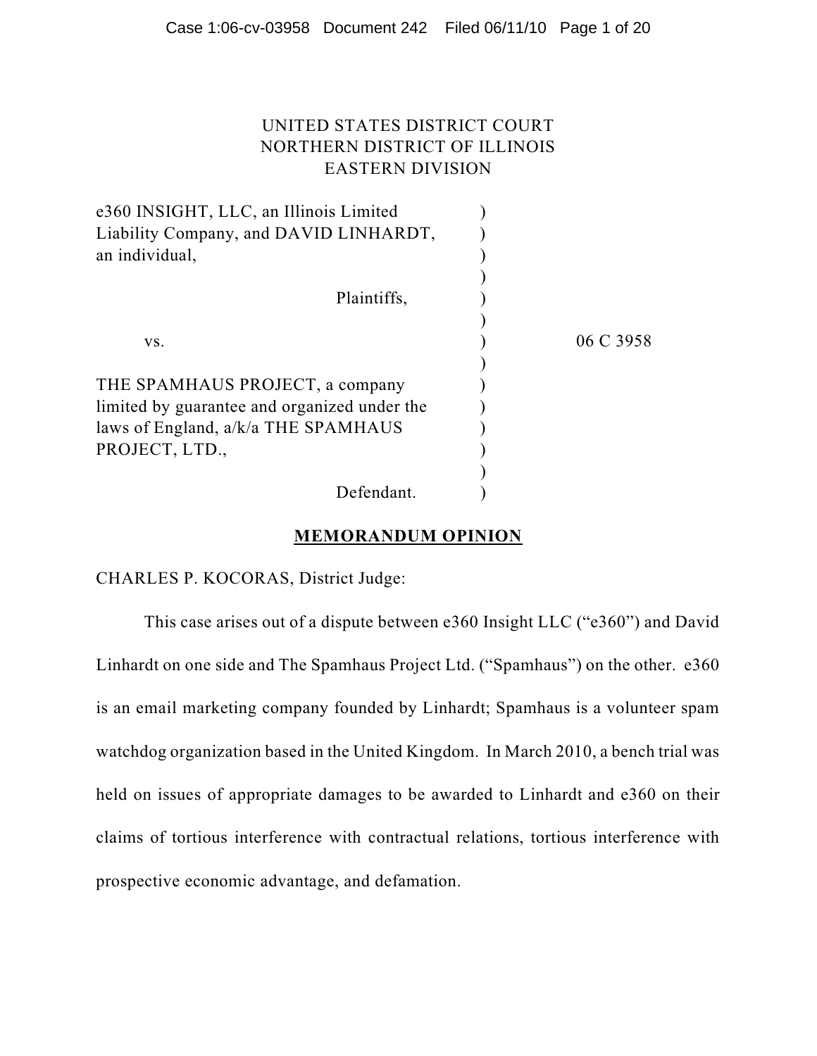UNITED STATES DISTRICT COURT
NORTHERN DISTRICT OF ILLINOIS
EASTERN DIVISION

e360 INSIGHT, LLC, an Illinois Limited Liability Company, and DAVID LINHARDT, an individual,

Plaintiffs,

vs.

06 C 3958

THE SPAMHAUS PROJECT, a company limited by guarantee and organized under the laws of England, a/k/a THE SPAMHAUS PROJECT, LTD.,

Defendant.

**MEMORANDUM OPINION**

CHARLES P. KOCORAS, District Judge:

This case arises out of a dispute between e360 Insight LLC ("e360") and David Linhardt on one side and The Spamhaus Project Ltd. ("Spamhaus") on the other. e360 is an email marketing company founded by Linhardt; Spamhaus is a volunteer spam watchdog organization based in the United Kingdom. In March 2010, a bench trial was held on issues of appropriate damages to be awarded to Linhardt and e360 on their claims of tortious interference with contractual relations, tortious interference with prospective economic advantage, and defamation.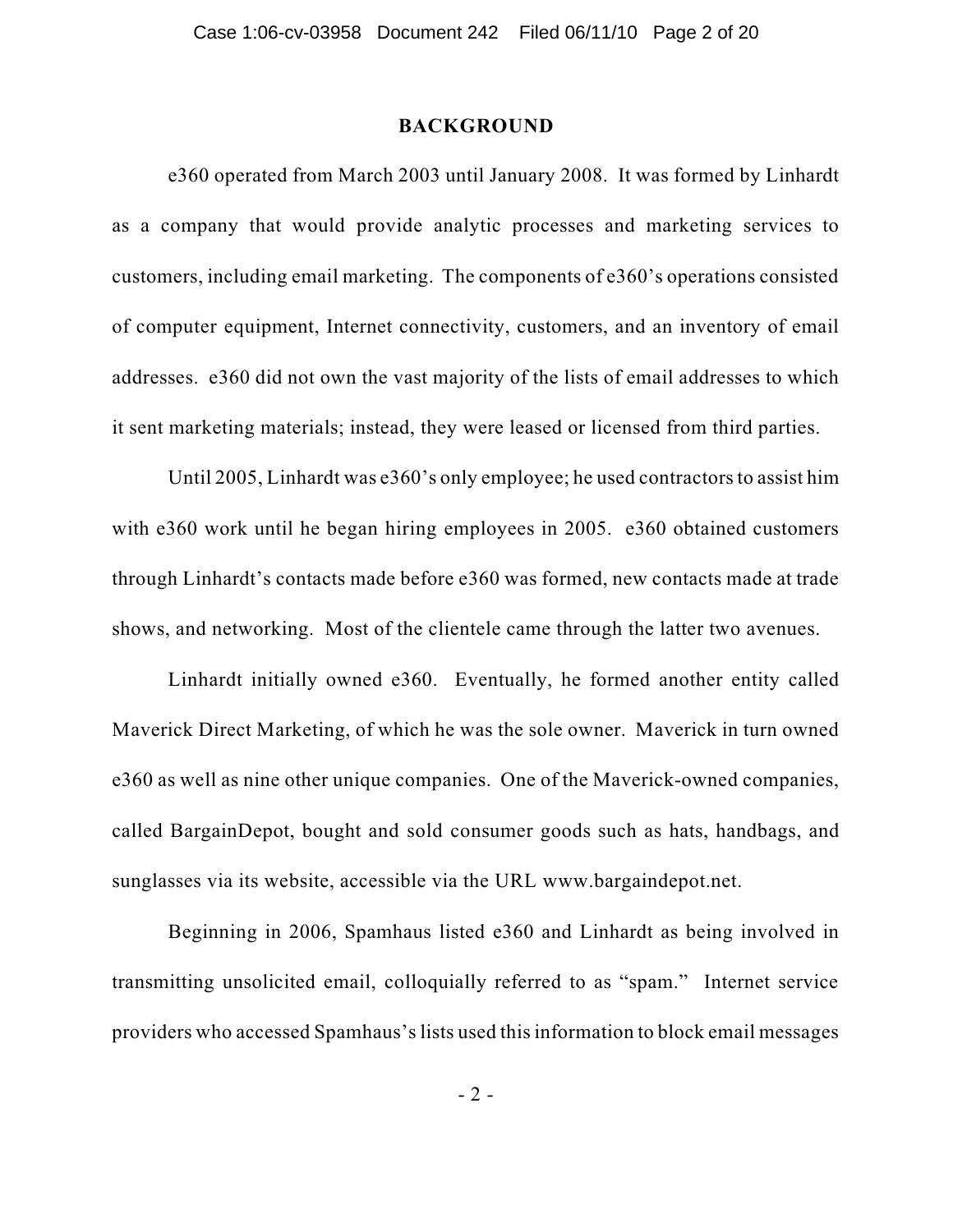## BACKGROUND

e360 operated from March 2003 until January 2008. It was formed by Linhardt as a company that would provide analytic processes and marketing services to customers, including email marketing. The components of e360's operations consisted of computer equipment, Internet connectivity, customers, and an inventory of email addresses. e360 did not own the vast majority of the lists of email addresses to which it sent marketing materials; instead, they were leased or licensed from third parties.

Until 2005, Linhardt was e360's only employee; he used contractors to assist him with e360 work until he began hiring employees in 2005. e360 obtained customers through Linhardt's contacts made before e360 was formed, new contacts made at trade shows, and networking. Most of the clientele came through the latter two avenues.

Linhardt initially owned e360. Eventually, he formed another entity called Maverick Direct Marketing, of which he was the sole owner. Maverick in turn owned e360 as well as nine other unique companies. One of the Maverick-owned companies, called BargainDepot, bought and sold consumer goods such as hats, handbags, and sunglasses via its website, accessible via the URL www.bargaindepot.net.

Beginning in 2006, Spamhaus listed e360 and Linhardt as being involved in transmitting unsolicited email, colloquially referred to as "spam." Internet service providers who accessed Spamhaus's lists used this information to block email messages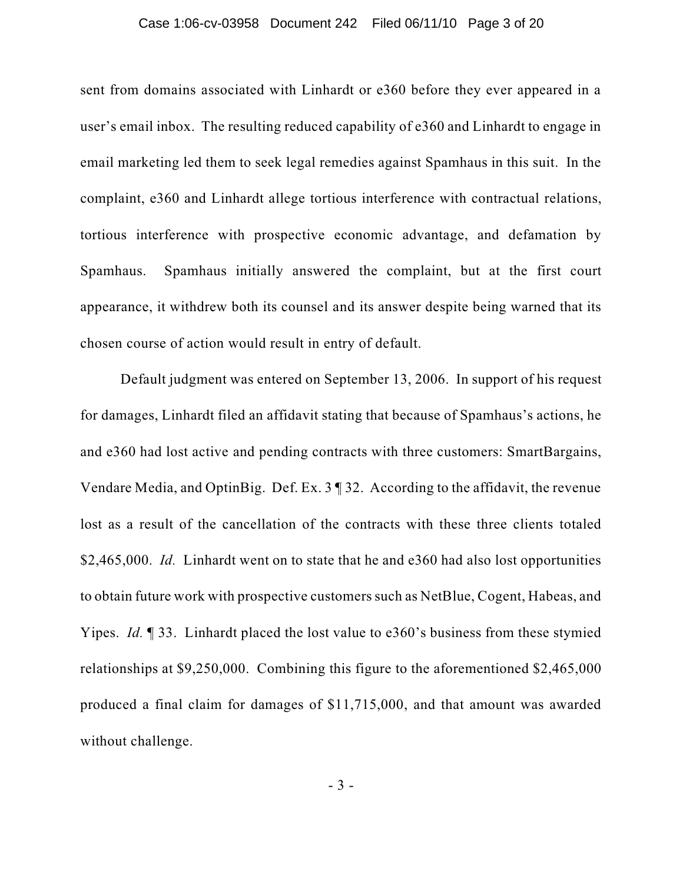sent from domains associated with Linhardt or e360 before they ever appeared in a user's email inbox. The resulting reduced capability of e360 and Linhardt to engage in email marketing led them to seek legal remedies against Spamhaus in this suit. In the complaint, e360 and Linhardt allege tortious interference with contractual relations, tortious interference with prospective economic advantage, and defamation by Spamhaus. Spamhaus initially answered the complaint, but at the first court appearance, it withdrew both its counsel and its answer despite being warned that its chosen course of action would result in entry of default.

Default judgment was entered on September 13, 2006. In support of his request for damages, Linhardt filed an affidavit stating that because of Spamhaus's actions, he and e360 had lost active and pending contracts with three customers: SmartBargains, Vendare Media, and OptinBig. Def. Ex. 3 ¶ 32. According to the affidavit, the revenue lost as a result of the cancellation of the contracts with these three clients totaled \$2,465,000. *Id.* Linhardt went on to state that he and e360 had also lost opportunities to obtain future work with prospective customers such as NetBlue, Cogent, Habeas, and Yipes. *Id.* ¶ 33. Linhardt placed the lost value to e360's business from these stymied relationships at \$9,250,000. Combining this figure to the aforementioned \$2,465,000 produced a final claim for damages of \$11,715,000, and that amount was awarded without challenge.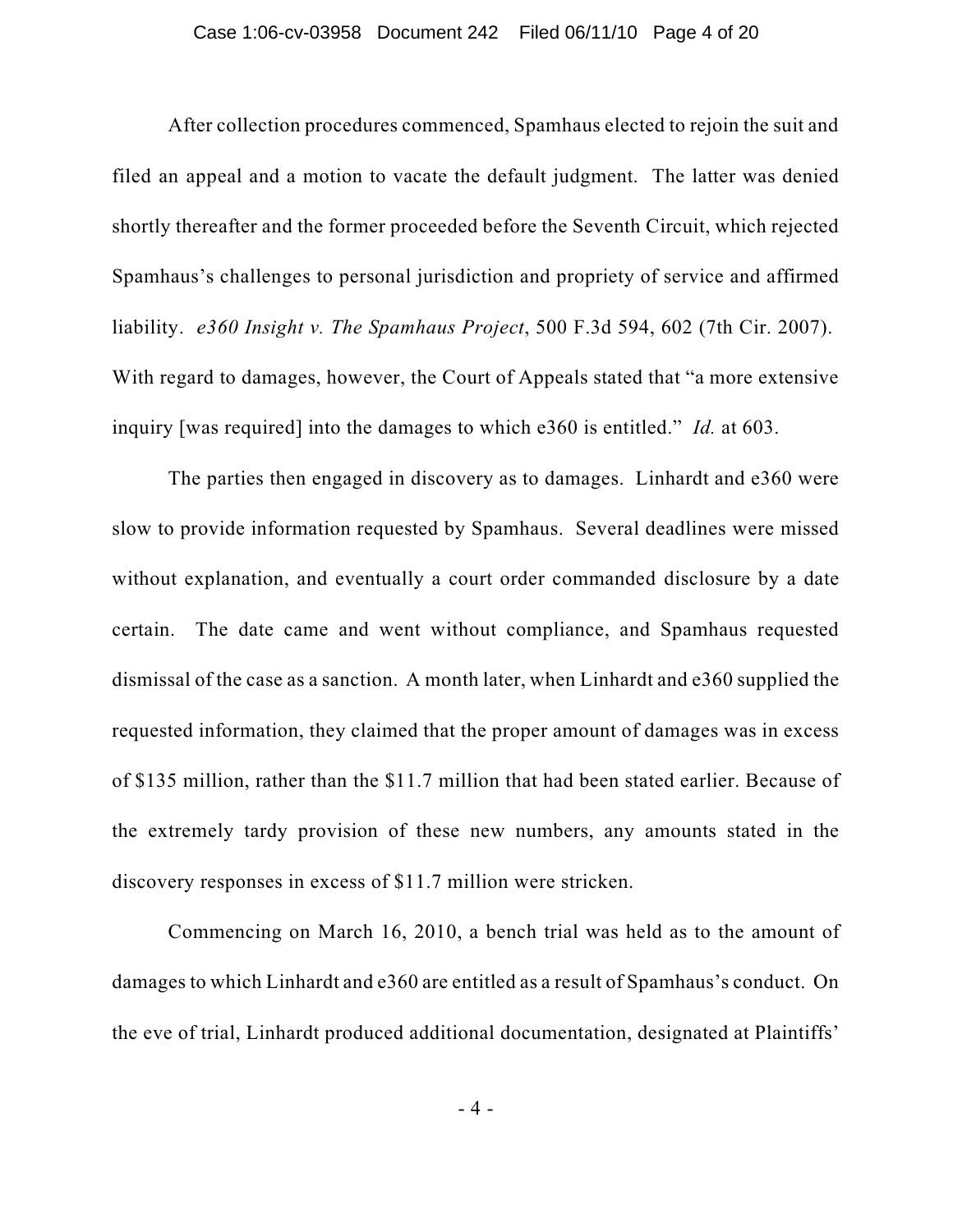After collection procedures commenced, Spamhaus elected to rejoin the suit and filed an appeal and a motion to vacate the default judgment. The latter was denied shortly thereafter and the former proceeded before the Seventh Circuit, which rejected Spamhaus's challenges to personal jurisdiction and propriety of service and affirmed liability. *e360 Insight v. The Spamhaus Project*, 500 F.3d 594, 602 (7th Cir. 2007). With regard to damages, however, the Court of Appeals stated that "a more extensive inquiry [was required] into the damages to which e360 is entitled." *Id.* at 603.

The parties then engaged in discovery as to damages. Linhardt and e360 were slow to provide information requested by Spamhaus. Several deadlines were missed without explanation, and eventually a court order commanded disclosure by a date certain. The date came and went without compliance, and Spamhaus requested dismissal of the case as a sanction. A month later, when Linhardt and e360 supplied the requested information, they claimed that the proper amount of damages was in excess of $135 million, rather than the $11.7 million that had been stated earlier. Because of the extremely tardy provision of these new numbers, any amounts stated in the discovery responses in excess of $11.7 million were stricken.

Commencing on March 16, 2010, a bench trial was held as to the amount of damages to which Linhardt and e360 are entitled as a result of Spamhaus's conduct. On the eve of trial, Linhardt produced additional documentation, designated at Plaintiffs'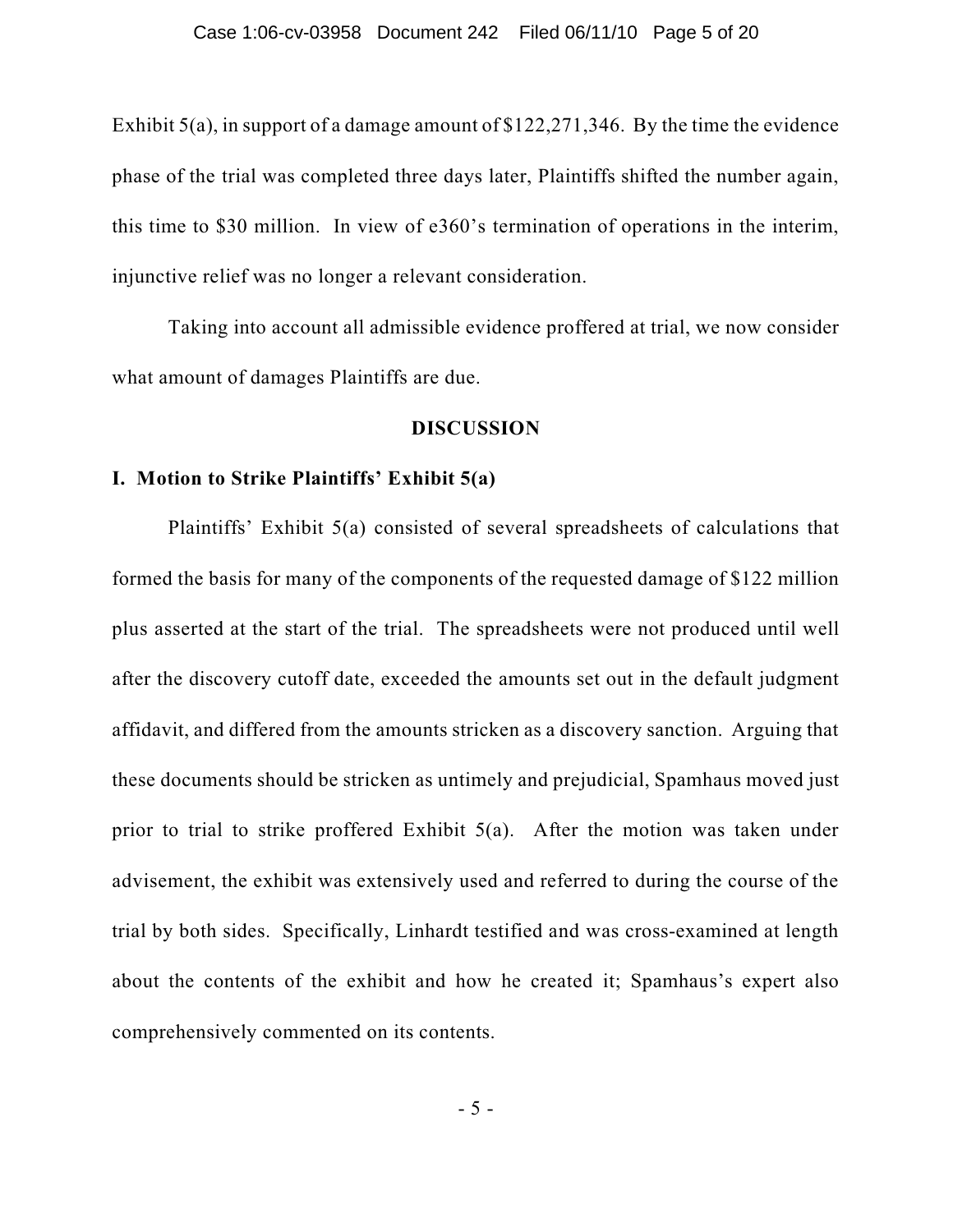Exhibit 5(a), in support of a damage amount of $122,271,346. By the time the evidence phase of the trial was completed three days later, Plaintiffs shifted the number again, this time to $30 million. In view of e360's termination of operations in the interim, injunctive relief was no longer a relevant consideration.

Taking into account all admissible evidence proffered at trial, we now consider what amount of damages Plaintiffs are due.

## DISCUSSION

### I. Motion to Strike Plaintiffs' Exhibit 5(a)

Plaintiffs' Exhibit 5(a) consisted of several spreadsheets of calculations that formed the basis for many of the components of the requested damage of $122 million plus asserted at the start of the trial. The spreadsheets were not produced until well after the discovery cutoff date, exceeded the amounts set out in the default judgment affidavit, and differed from the amounts stricken as a discovery sanction. Arguing that these documents should be stricken as untimely and prejudicial, Spamhaus moved just prior to trial to strike proffered Exhibit 5(a). After the motion was taken under advisement, the exhibit was extensively used and referred to during the course of the trial by both sides. Specifically, Linhardt testified and was cross-examined at length about the contents of the exhibit and how he created it; Spamhaus's expert also comprehensively commented on its contents.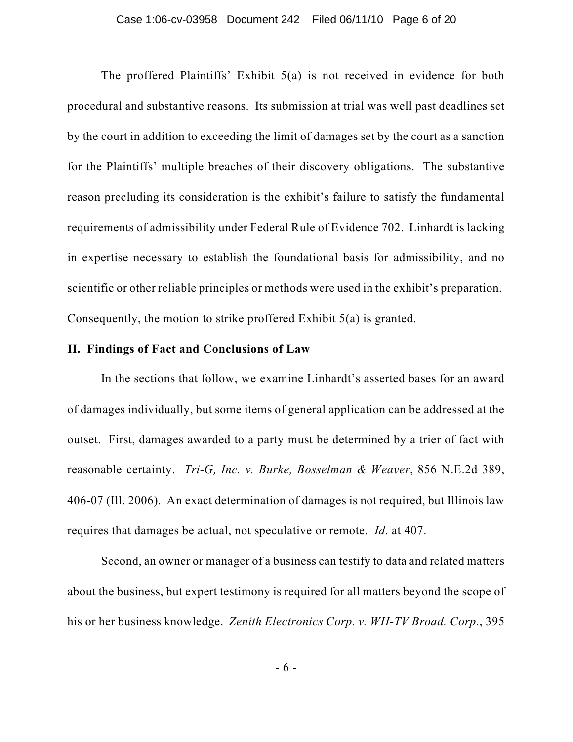The proffered Plaintiffs' Exhibit 5(a) is not received in evidence for both procedural and substantive reasons. Its submission at trial was well past deadlines set by the court in addition to exceeding the limit of damages set by the court as a sanction for the Plaintiffs' multiple breaches of their discovery obligations. The substantive reason precluding its consideration is the exhibit's failure to satisfy the fundamental requirements of admissibility under Federal Rule of Evidence 702. Linhardt is lacking in expertise necessary to establish the foundational basis for admissibility, and no scientific or other reliable principles or methods were used in the exhibit's preparation. Consequently, the motion to strike proffered Exhibit 5(a) is granted.

## II. Findings of Fact and Conclusions of Law

In the sections that follow, we examine Linhardt's asserted bases for an award of damages individually, but some items of general application can be addressed at the outset. First, damages awarded to a party must be determined by a trier of fact with reasonable certainty. *Tri-G, Inc. v. Burke, Bosselman & Weaver*, 856 N.E.2d 389, 406-07 (Ill. 2006). An exact determination of damages is not required, but Illinois law requires that damages be actual, not speculative or remote. *Id*. at 407.

Second, an owner or manager of a business can testify to data and related matters about the business, but expert testimony is required for all matters beyond the scope of his or her business knowledge. *Zenith Electronics Corp. v. WH-TV Broad. Corp.*, 395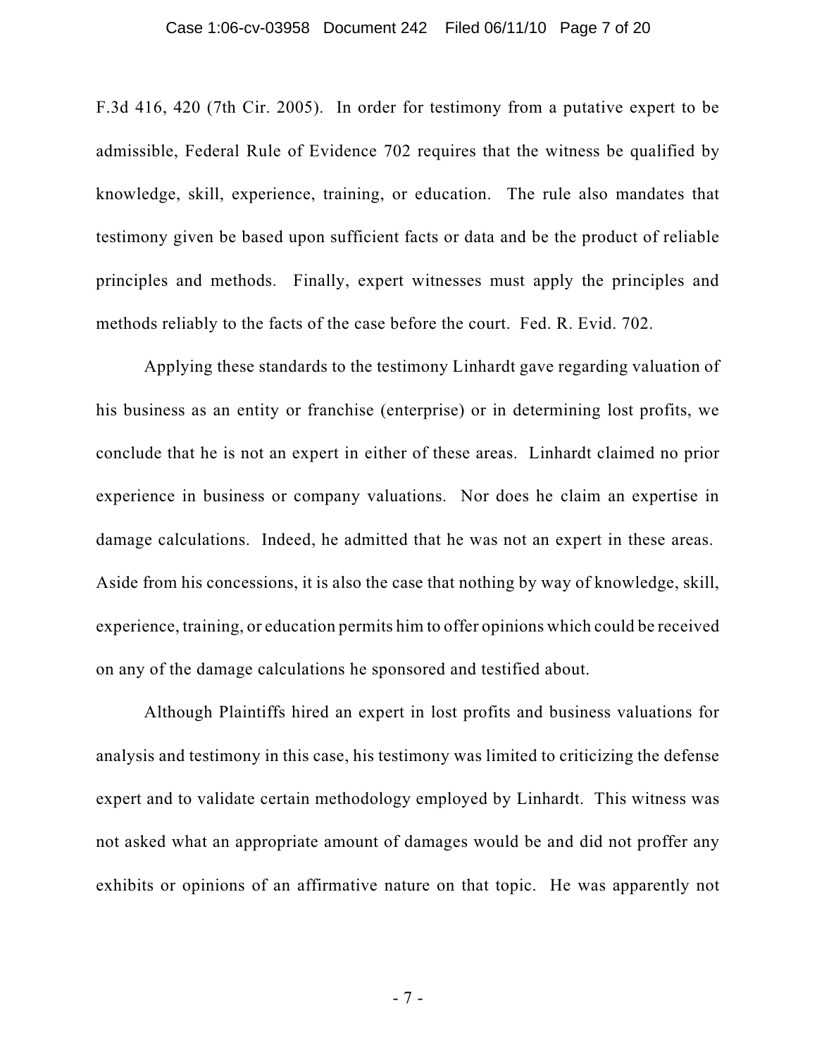F.3d 416, 420 (7th Cir. 2005). In order for testimony from a putative expert to be admissible, Federal Rule of Evidence 702 requires that the witness be qualified by knowledge, skill, experience, training, or education. The rule also mandates that testimony given be based upon sufficient facts or data and be the product of reliable principles and methods. Finally, expert witnesses must apply the principles and methods reliably to the facts of the case before the court. Fed. R. Evid. 702.

Applying these standards to the testimony Linhardt gave regarding valuation of his business as an entity or franchise (enterprise) or in determining lost profits, we conclude that he is not an expert in either of these areas. Linhardt claimed no prior experience in business or company valuations. Nor does he claim an expertise in damage calculations. Indeed, he admitted that he was not an expert in these areas. Aside from his concessions, it is also the case that nothing by way of knowledge, skill, experience, training, or education permits him to offer opinions which could be received on any of the damage calculations he sponsored and testified about.

Although Plaintiffs hired an expert in lost profits and business valuations for analysis and testimony in this case, his testimony was limited to criticizing the defense expert and to validate certain methodology employed by Linhardt. This witness was not asked what an appropriate amount of damages would be and did not proffer any exhibits or opinions of an affirmative nature on that topic. He was apparently not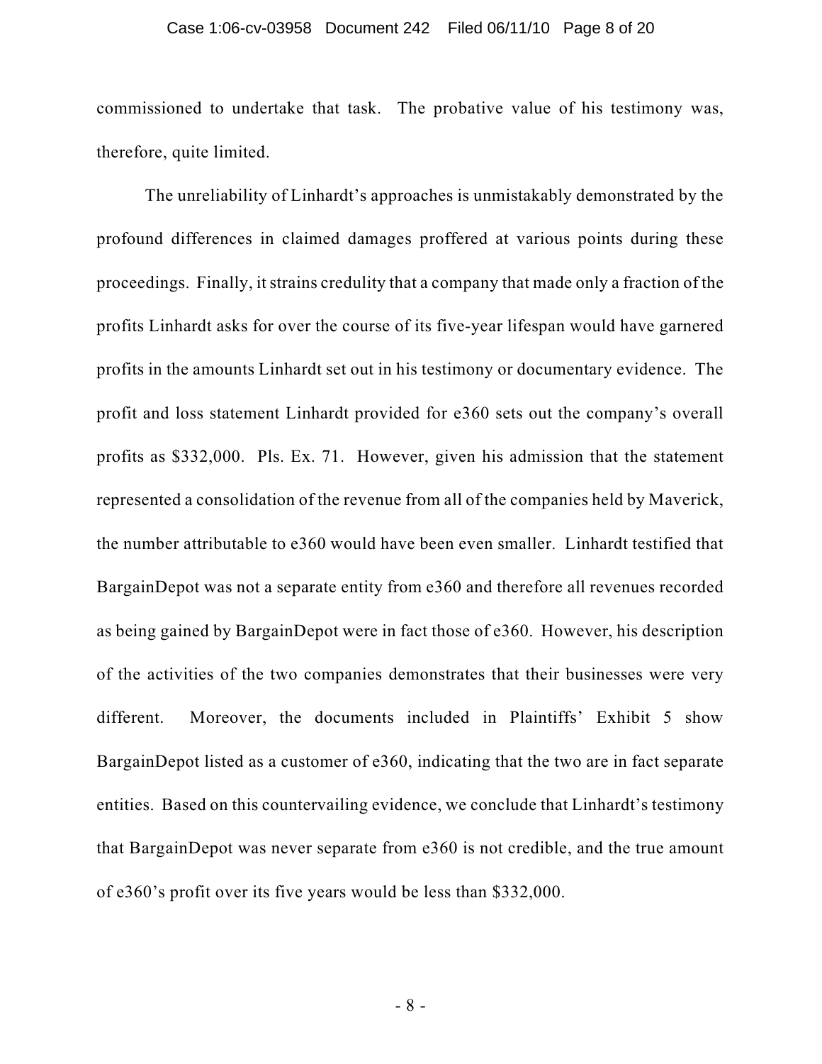commissioned to undertake that task. The probative value of his testimony was, therefore, quite limited.

The unreliability of Linhardt's approaches is unmistakably demonstrated by the profound differences in claimed damages proffered at various points during these proceedings. Finally, it strains credulity that a company that made only a fraction of the profits Linhardt asks for over the course of its five-year lifespan would have garnered profits in the amounts Linhardt set out in his testimony or documentary evidence. The profit and loss statement Linhardt provided for e360 sets out the company's overall profits as $332,000. Pls. Ex. 71. However, given his admission that the statement represented a consolidation of the revenue from all of the companies held by Maverick, the number attributable to e360 would have been even smaller. Linhardt testified that BargainDepot was not a separate entity from e360 and therefore all revenues recorded as being gained by BargainDepot were in fact those of e360. However, his description of the activities of the two companies demonstrates that their businesses were very different. Moreover, the documents included in Plaintiffs' Exhibit 5 show BargainDepot listed as a customer of e360, indicating that the two are in fact separate entities. Based on this countervailing evidence, we conclude that Linhardt's testimony that BargainDepot was never separate from e360 is not credible, and the true amount of e360's profit over its five years would be less than $332,000.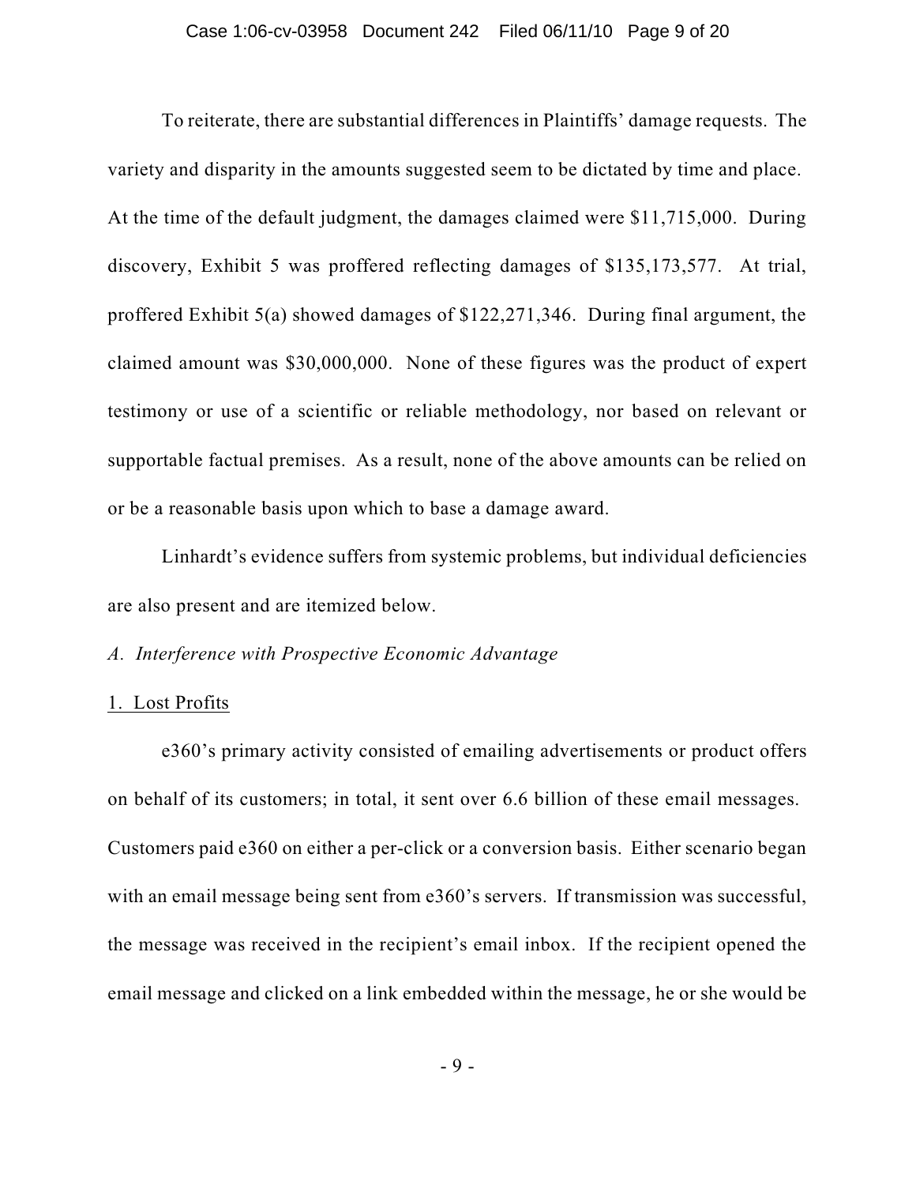To reiterate, there are substantial differences in Plaintiffs' damage requests. The variety and disparity in the amounts suggested seem to be dictated by time and place. At the time of the default judgment, the damages claimed were $11,715,000. During discovery, Exhibit 5 was proffered reflecting damages of $135,173,577. At trial, proffered Exhibit 5(a) showed damages of $122,271,346. During final argument, the claimed amount was $30,000,000. None of these figures was the product of expert testimony or use of a scientific or reliable methodology, nor based on relevant or supportable factual premises. As a result, none of the above amounts can be relied on or be a reasonable basis upon which to base a damage award.

Linhardt's evidence suffers from systemic problems, but individual deficiencies are also present and are itemized below.

*A. Interference with Prospective Economic Advantage*

1. Lost Profits

e360's primary activity consisted of emailing advertisements or product offers on behalf of its customers; in total, it sent over 6.6 billion of these email messages. Customers paid e360 on either a per-click or a conversion basis. Either scenario began with an email message being sent from e360's servers. If transmission was successful, the message was received in the recipient's email inbox. If the recipient opened the email message and clicked on a link embedded within the message, he or she would be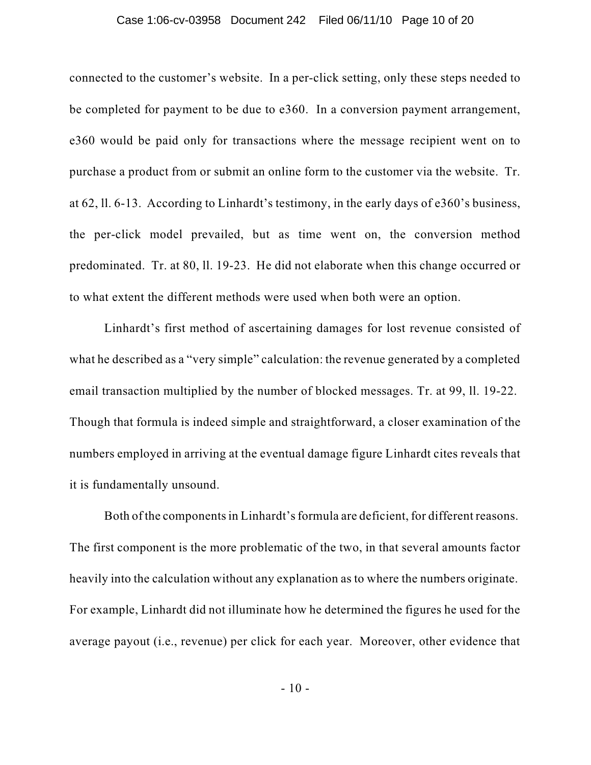connected to the customer's website. In a per-click setting, only these steps needed to be completed for payment to be due to e360. In a conversion payment arrangement, e360 would be paid only for transactions where the message recipient went on to purchase a product from or submit an online form to the customer via the website. Tr. at 62, ll. 6-13. According to Linhardt's testimony, in the early days of e360's business, the per-click model prevailed, but as time went on, the conversion method predominated. Tr. at 80, ll. 19-23. He did not elaborate when this change occurred or to what extent the different methods were used when both were an option.

Linhardt's first method of ascertaining damages for lost revenue consisted of what he described as a "very simple" calculation: the revenue generated by a completed email transaction multiplied by the number of blocked messages. Tr. at 99, ll. 19-22. Though that formula is indeed simple and straightforward, a closer examination of the numbers employed in arriving at the eventual damage figure Linhardt cites reveals that it is fundamentally unsound.

Both of the components in Linhardt's formula are deficient, for different reasons. The first component is the more problematic of the two, in that several amounts factor heavily into the calculation without any explanation as to where the numbers originate. For example, Linhardt did not illuminate how he determined the figures he used for the average payout (i.e., revenue) per click for each year. Moreover, other evidence that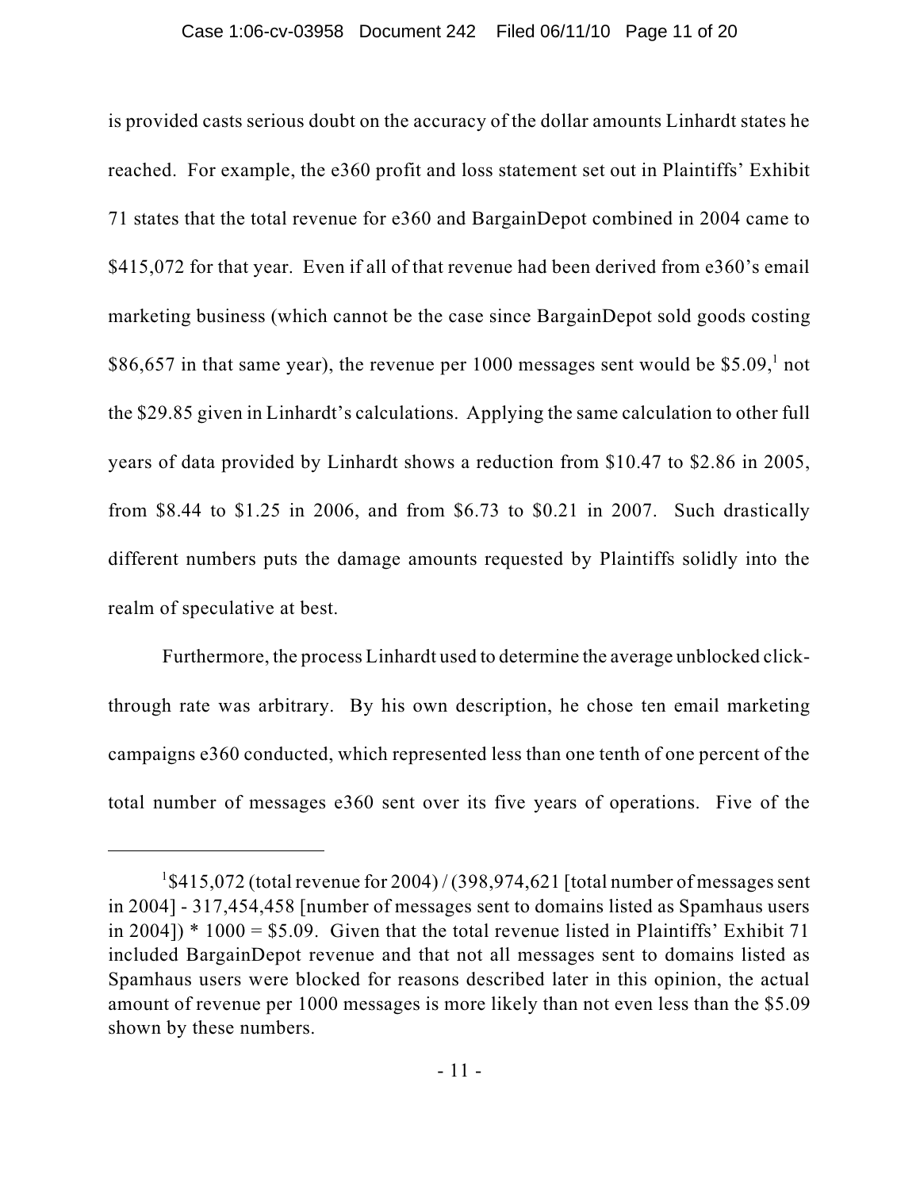is provided casts serious doubt on the accuracy of the dollar amounts Linhardt states he reached. For example, the e360 profit and loss statement set out in Plaintiffs' Exhibit 71 states that the total revenue for e360 and BargainDepot combined in 2004 came to $415,072 for that year. Even if all of that revenue had been derived from e360's email marketing business (which cannot be the case since BargainDepot sold goods costing $86,657 in that same year), the revenue per 1000 messages sent would be $5.09,[1] not the $29.85 given in Linhardt's calculations. Applying the same calculation to other full years of data provided by Linhardt shows a reduction from $10.47 to $2.86 in 2005, from $8.44 to $1.25 in 2006, and from $6.73 to $0.21 in 2007. Such drastically different numbers puts the damage amounts requested by Plaintiffs solidly into the realm of speculative at best.

Furthermore, the process Linhardt used to determine the average unblocked click-through rate was arbitrary. By his own description, he chose ten email marketing campaigns e360 conducted, which represented less than one tenth of one percent of the total number of messages e360 sent over its five years of operations. Five of the

---

[1] $415,072 (total revenue for 2004) / (398,974,621 [total number of messages sent in 2004] - 317,454,458 [number of messages sent to domains listed as Spamhaus users in 2004]) * 1000 = $5.09. Given that the total revenue listed in Plaintiffs' Exhibit 71 included BargainDepot revenue and that not all messages sent to domains listed as Spamhaus users were blocked for reasons described later in this opinion, the actual amount of revenue per 1000 messages is more likely than not even less than the $5.09 shown by these numbers.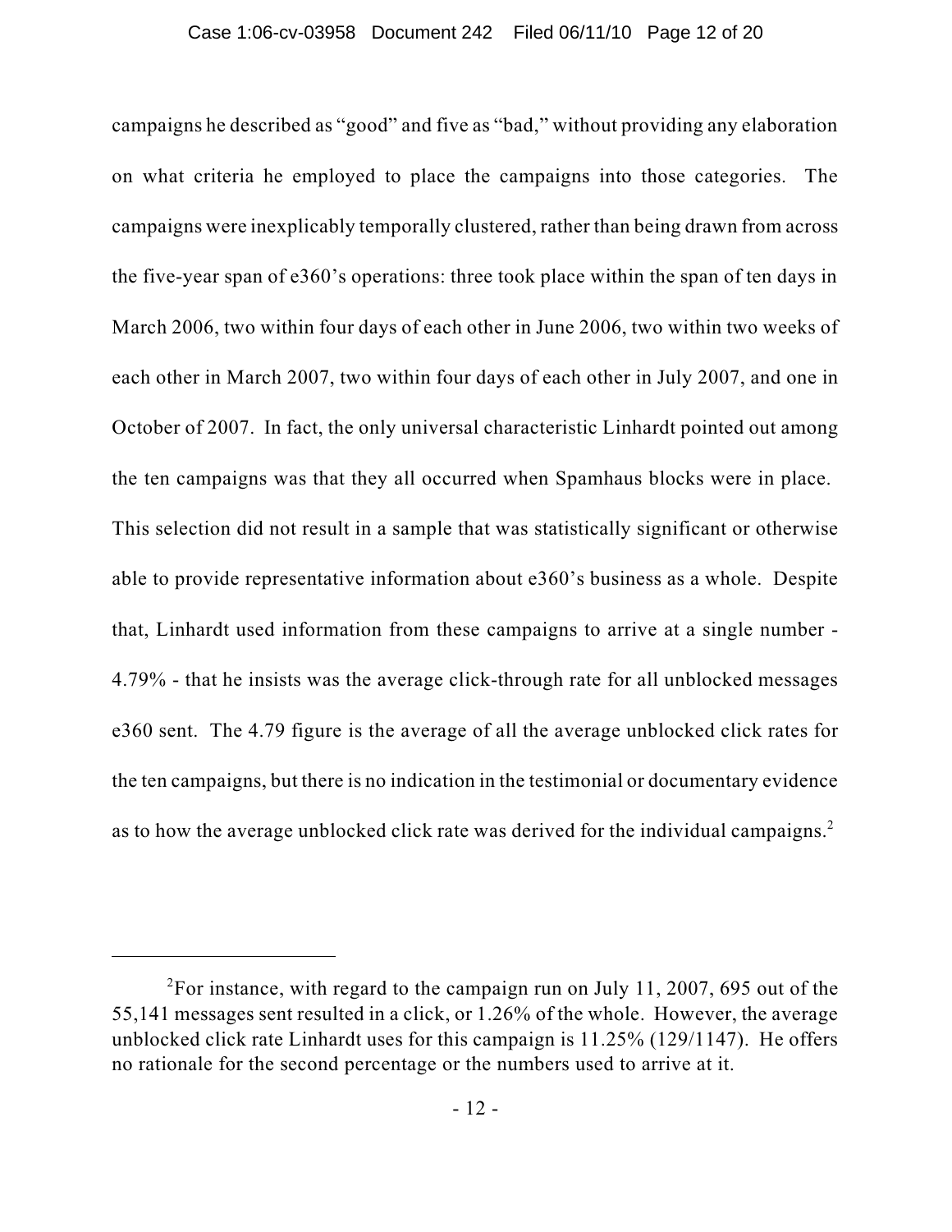campaigns he described as "good" and five as "bad," without providing any elaboration on what criteria he employed to place the campaigns into those categories. The campaigns were inexplicably temporally clustered, rather than being drawn from across the five-year span of e360's operations: three took place within the span of ten days in March 2006, two within four days of each other in June 2006, two within two weeks of each other in March 2007, two within four days of each other in July 2007, and one in October of 2007. In fact, the only universal characteristic Linhardt pointed out among the ten campaigns was that they all occurred when Spamhaus blocks were in place. This selection did not result in a sample that was statistically significant or otherwise able to provide representative information about e360's business as a whole. Despite that, Linhardt used information from these campaigns to arrive at a single number - 4.79% - that he insists was the average click-through rate for all unblocked messages e360 sent. The 4.79 figure is the average of all the average unblocked click rates for the ten campaigns, but there is no indication in the testimonial or documentary evidence as to how the average unblocked click rate was derived for the individual campaigns.[2]

---

[2]For instance, with regard to the campaign run on July 11, 2007, 695 out of the 55,141 messages sent resulted in a click, or 1.26% of the whole. However, the average unblocked click rate Linhardt uses for this campaign is 11.25% (129/1147). He offers no rationale for the second percentage or the numbers used to arrive at it.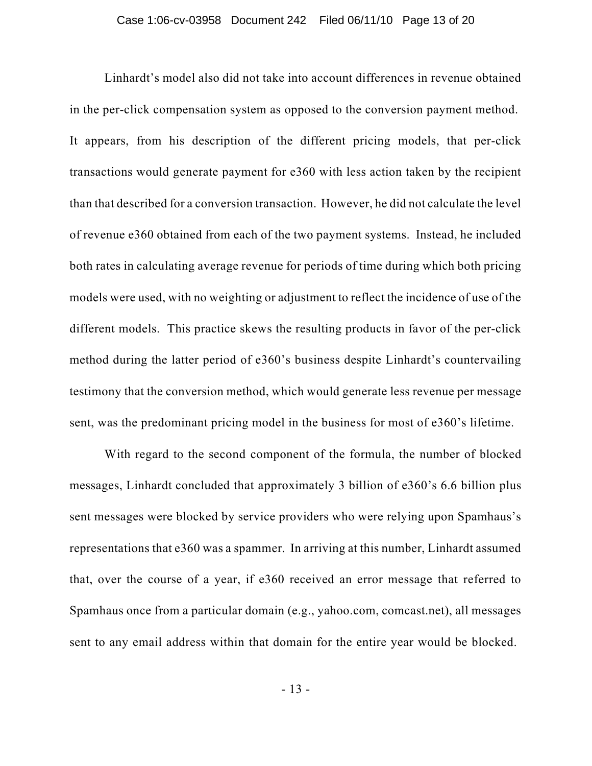Linhardt's model also did not take into account differences in revenue obtained in the per-click compensation system as opposed to the conversion payment method. It appears, from his description of the different pricing models, that per-click transactions would generate payment for e360 with less action taken by the recipient than that described for a conversion transaction. However, he did not calculate the level of revenue e360 obtained from each of the two payment systems. Instead, he included both rates in calculating average revenue for periods of time during which both pricing models were used, with no weighting or adjustment to reflect the incidence of use of the different models. This practice skews the resulting products in favor of the per-click method during the latter period of e360's business despite Linhardt's countervailing testimony that the conversion method, which would generate less revenue per message sent, was the predominant pricing model in the business for most of e360's lifetime.

With regard to the second component of the formula, the number of blocked messages, Linhardt concluded that approximately 3 billion of e360's 6.6 billion plus sent messages were blocked by service providers who were relying upon Spamhaus's representations that e360 was a spammer. In arriving at this number, Linhardt assumed that, over the course of a year, if e360 received an error message that referred to Spamhaus once from a particular domain (e.g., yahoo.com, comcast.net), all messages sent to any email address within that domain for the entire year would be blocked.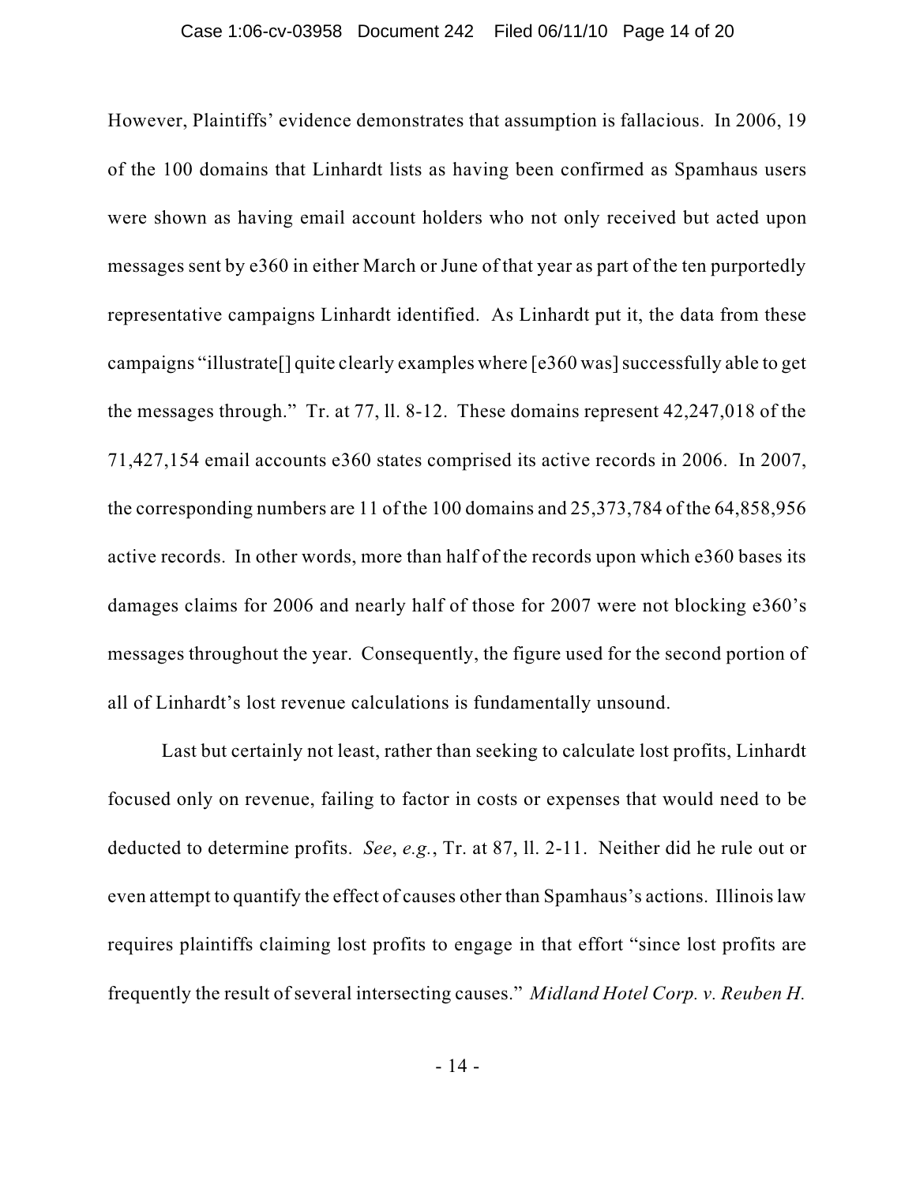However, Plaintiffs' evidence demonstrates that assumption is fallacious. In 2006, 19 of the 100 domains that Linhardt lists as having been confirmed as Spamhaus users were shown as having email account holders who not only received but acted upon messages sent by e360 in either March or June of that year as part of the ten purportedly representative campaigns Linhardt identified. As Linhardt put it, the data from these campaigns "illustrate[] quite clearly examples where [e360 was] successfully able to get the messages through." Tr. at 77, ll. 8-12. These domains represent 42,247,018 of the 71,427,154 email accounts e360 states comprised its active records in 2006. In 2007, the corresponding numbers are 11 of the 100 domains and 25,373,784 of the 64,858,956 active records. In other words, more than half of the records upon which e360 bases its damages claims for 2006 and nearly half of those for 2007 were not blocking e360's messages throughout the year. Consequently, the figure used for the second portion of all of Linhardt's lost revenue calculations is fundamentally unsound.

Last but certainly not least, rather than seeking to calculate lost profits, Linhardt focused only on revenue, failing to factor in costs or expenses that would need to be deducted to determine profits. *See*, *e.g.*, Tr. at 87, ll. 2-11. Neither did he rule out or even attempt to quantify the effect of causes other than Spamhaus's actions. Illinois law requires plaintiffs claiming lost profits to engage in that effort "since lost profits are frequently the result of several intersecting causes." *Midland Hotel Corp. v. Reuben H.*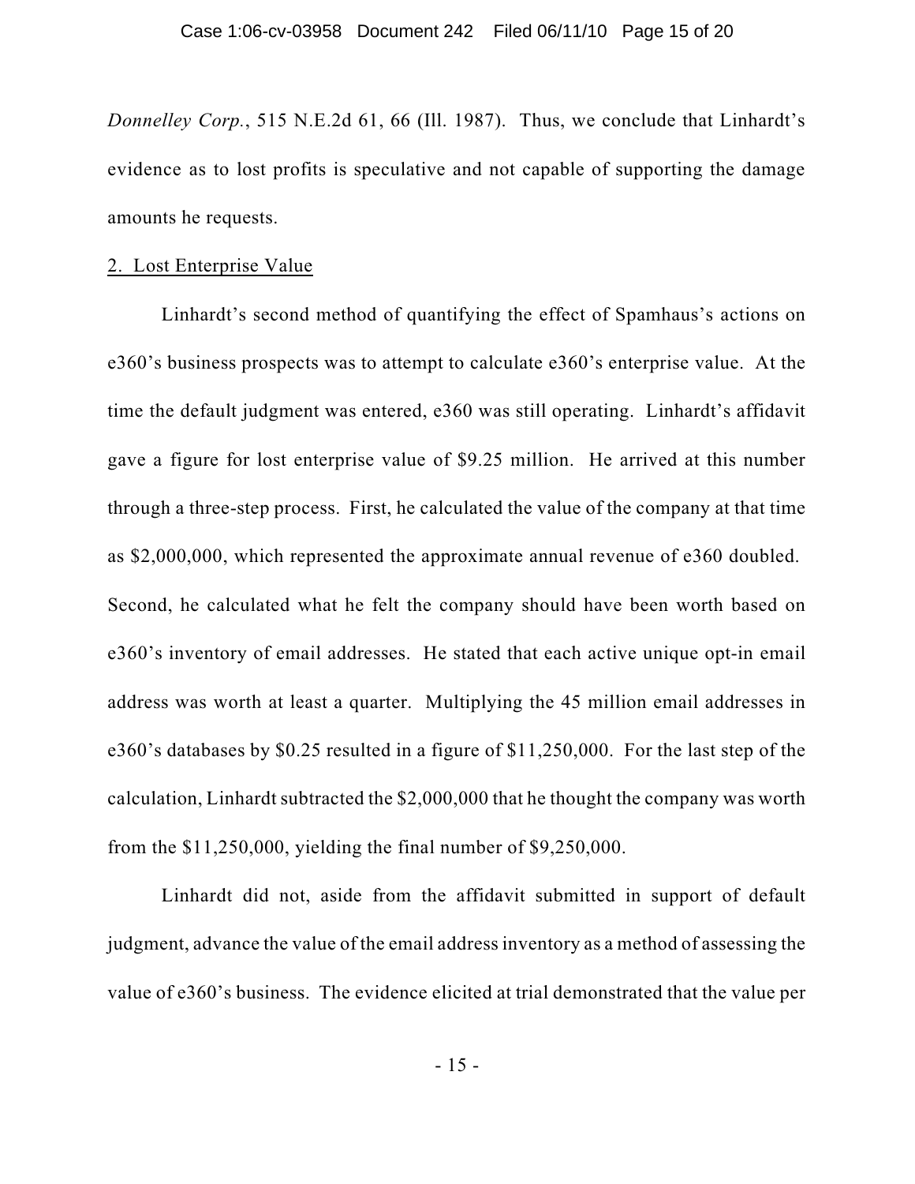*Donnelley Corp.*, 515 N.E.2d 61, 66 (Ill. 1987). Thus, we conclude that Linhardt's evidence as to lost profits is speculative and not capable of supporting the damage amounts he requests.

2. Lost Enterprise Value

Linhardt's second method of quantifying the effect of Spamhaus's actions on e360's business prospects was to attempt to calculate e360's enterprise value. At the time the default judgment was entered, e360 was still operating. Linhardt's affidavit gave a figure for lost enterprise value of $9.25 million. He arrived at this number through a three-step process. First, he calculated the value of the company at that time as $2,000,000, which represented the approximate annual revenue of e360 doubled. Second, he calculated what he felt the company should have been worth based on e360's inventory of email addresses. He stated that each active unique opt-in email address was worth at least a quarter. Multiplying the 45 million email addresses in e360's databases by $0.25 resulted in a figure of $11,250,000. For the last step of the calculation, Linhardt subtracted the $2,000,000 that he thought the company was worth from the $11,250,000, yielding the final number of $9,250,000.

Linhardt did not, aside from the affidavit submitted in support of default judgment, advance the value of the email address inventory as a method of assessing the value of e360's business. The evidence elicited at trial demonstrated that the value per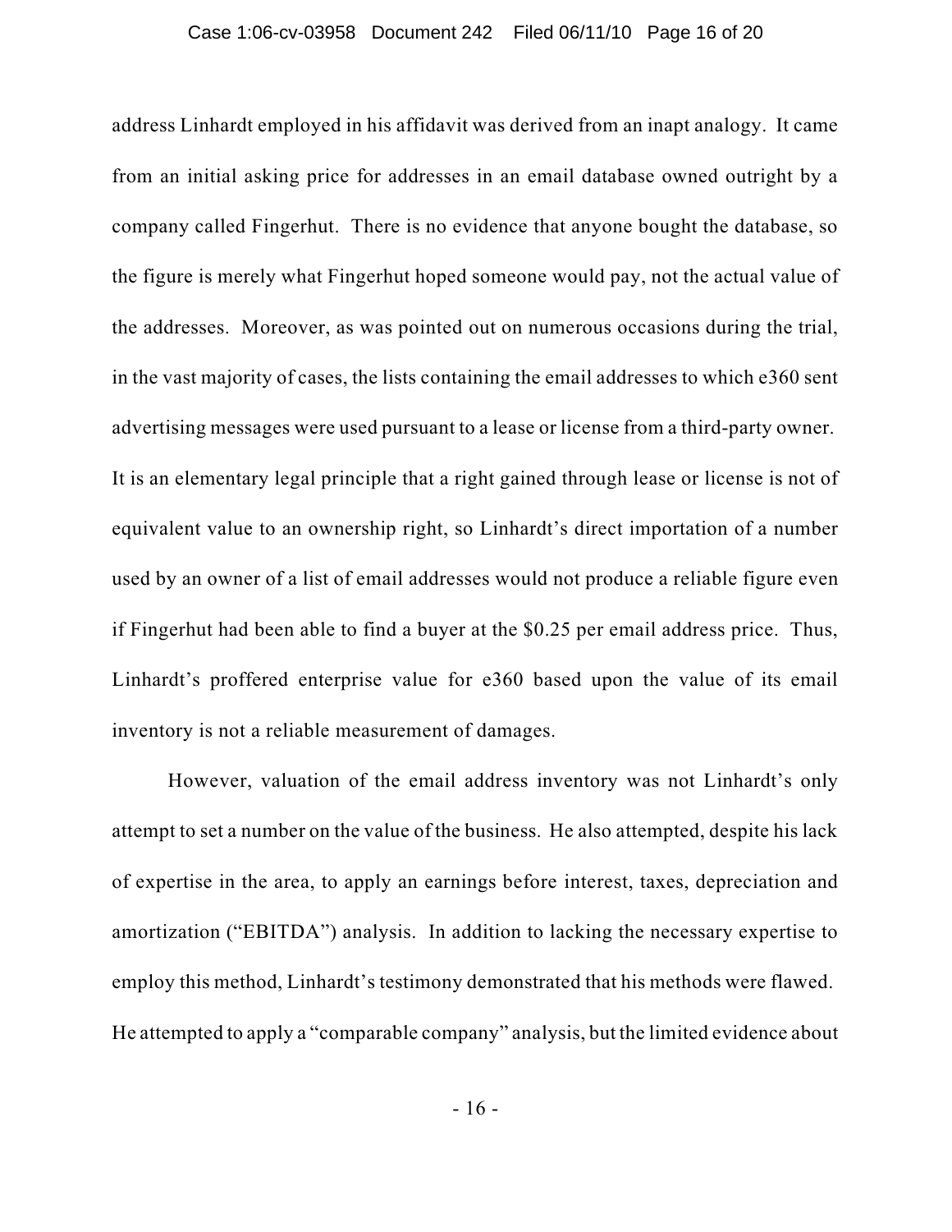address Linhardt employed in his affidavit was derived from an inapt analogy. It came from an initial asking price for addresses in an email database owned outright by a company called Fingerhut. There is no evidence that anyone bought the database, so the figure is merely what Fingerhut hoped someone would pay, not the actual value of the addresses. Moreover, as was pointed out on numerous occasions during the trial, in the vast majority of cases, the lists containing the email addresses to which e360 sent advertising messages were used pursuant to a lease or license from a third-party owner. It is an elementary legal principle that a right gained through lease or license is not of equivalent value to an ownership right, so Linhardt's direct importation of a number used by an owner of a list of email addresses would not produce a reliable figure even if Fingerhut had been able to find a buyer at the $0.25 per email address price. Thus, Linhardt's proffered enterprise value for e360 based upon the value of its email inventory is not a reliable measurement of damages.

However, valuation of the email address inventory was not Linhardt's only attempt to set a number on the value of the business. He also attempted, despite his lack of expertise in the area, to apply an earnings before interest, taxes, depreciation and amortization ("EBITDA") analysis. In addition to lacking the necessary expertise to employ this method, Linhardt's testimony demonstrated that his methods were flawed. He attempted to apply a "comparable company" analysis, but the limited evidence about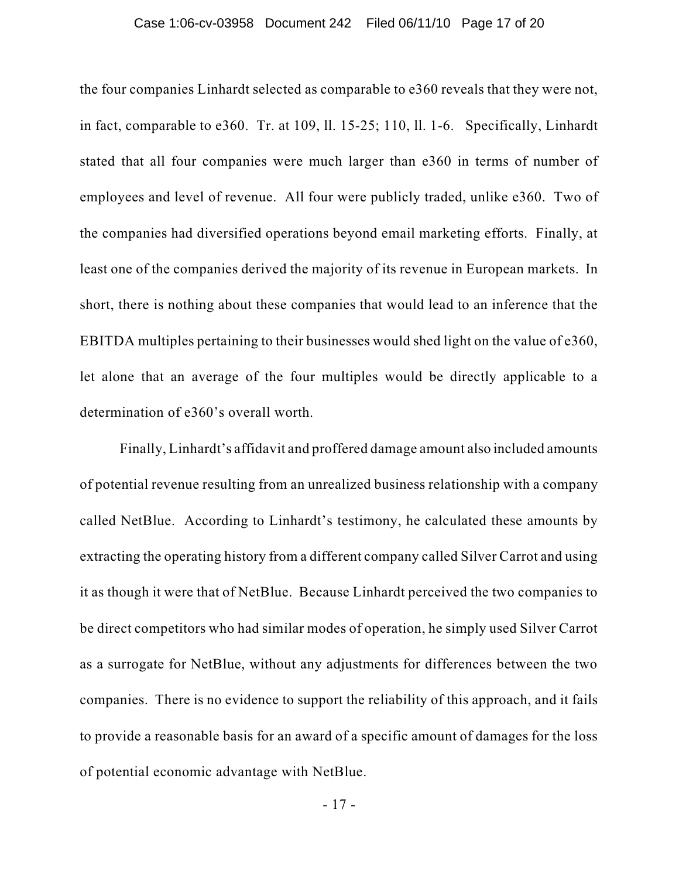the four companies Linhardt selected as comparable to e360 reveals that they were not, in fact, comparable to e360. Tr. at 109, ll. 15-25; 110, ll. 1-6. Specifically, Linhardt stated that all four companies were much larger than e360 in terms of number of employees and level of revenue. All four were publicly traded, unlike e360. Two of the companies had diversified operations beyond email marketing efforts. Finally, at least one of the companies derived the majority of its revenue in European markets. In short, there is nothing about these companies that would lead to an inference that the EBITDA multiples pertaining to their businesses would shed light on the value of e360, let alone that an average of the four multiples would be directly applicable to a determination of e360's overall worth.

Finally, Linhardt's affidavit and proffered damage amount also included amounts of potential revenue resulting from an unrealized business relationship with a company called NetBlue. According to Linhardt's testimony, he calculated these amounts by extracting the operating history from a different company called Silver Carrot and using it as though it were that of NetBlue. Because Linhardt perceived the two companies to be direct competitors who had similar modes of operation, he simply used Silver Carrot as a surrogate for NetBlue, without any adjustments for differences between the two companies. There is no evidence to support the reliability of this approach, and it fails to provide a reasonable basis for an award of a specific amount of damages for the loss of potential economic advantage with NetBlue.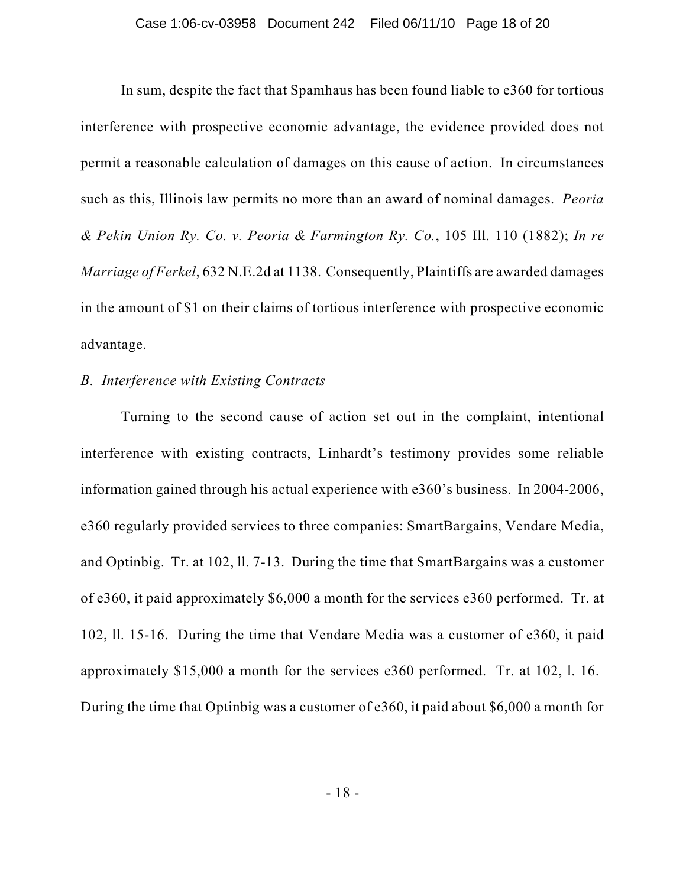In sum, despite the fact that Spamhaus has been found liable to e360 for tortious interference with prospective economic advantage, the evidence provided does not permit a reasonable calculation of damages on this cause of action. In circumstances such as this, Illinois law permits no more than an award of nominal damages. *Peoria & Pekin Union Ry. Co. v. Peoria & Farmington Ry. Co.*, 105 Ill. 110 (1882); *In re Marriage of Ferkel*, 632 N.E.2d at 1138. Consequently, Plaintiffs are awarded damages in the amount of $1 on their claims of tortious interference with prospective economic advantage.

*B. Interference with Existing Contracts*

Turning to the second cause of action set out in the complaint, intentional interference with existing contracts, Linhardt's testimony provides some reliable information gained through his actual experience with e360's business. In 2004-2006, e360 regularly provided services to three companies: SmartBargains, Vendare Media, and Optinbig. Tr. at 102, ll. 7-13. During the time that SmartBargains was a customer of e360, it paid approximately $6,000 a month for the services e360 performed. Tr. at 102, ll. 15-16. During the time that Vendare Media was a customer of e360, it paid approximately $15,000 a month for the services e360 performed. Tr. at 102, l. 16. During the time that Optinbig was a customer of e360, it paid about $6,000 a month for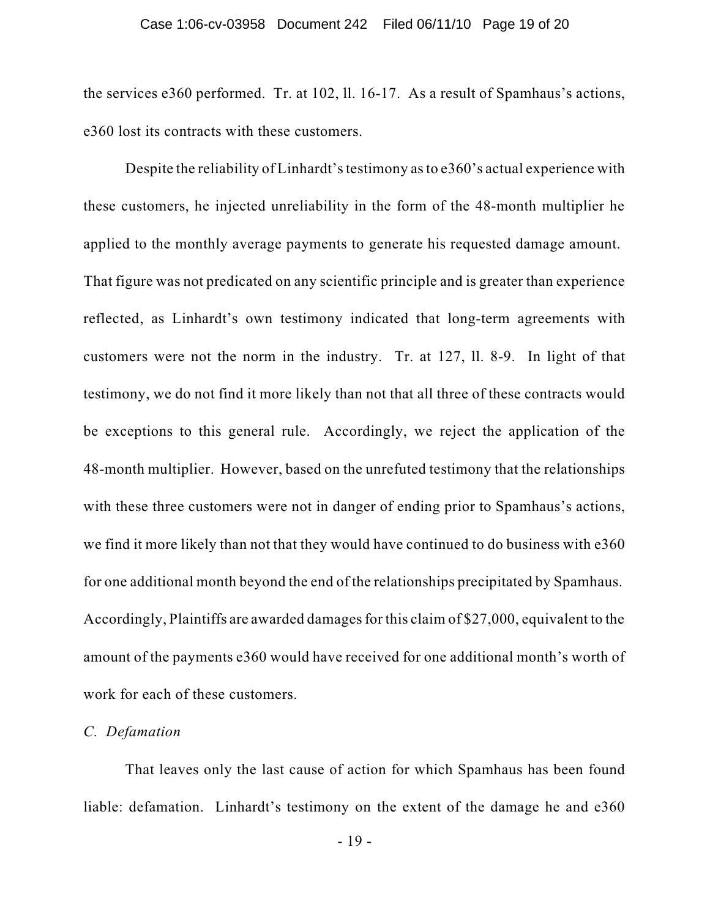the services e360 performed. Tr. at 102, ll. 16-17. As a result of Spamhaus's actions, e360 lost its contracts with these customers.

Despite the reliability of Linhardt's testimony as to e360's actual experience with these customers, he injected unreliability in the form of the 48-month multiplier he applied to the monthly average payments to generate his requested damage amount. That figure was not predicated on any scientific principle and is greater than experience reflected, as Linhardt's own testimony indicated that long-term agreements with customers were not the norm in the industry. Tr. at 127, ll. 8-9. In light of that testimony, we do not find it more likely than not that all three of these contracts would be exceptions to this general rule. Accordingly, we reject the application of the 48-month multiplier. However, based on the unrefuted testimony that the relationships with these three customers were not in danger of ending prior to Spamhaus's actions, we find it more likely than not that they would have continued to do business with e360 for one additional month beyond the end of the relationships precipitated by Spamhaus. Accordingly, Plaintiffs are awarded damages for this claim of $27,000, equivalent to the amount of the payments e360 would have received for one additional month's worth of work for each of these customers.

*C. Defamation*

That leaves only the last cause of action for which Spamhaus has been found liable: defamation. Linhardt's testimony on the extent of the damage he and e360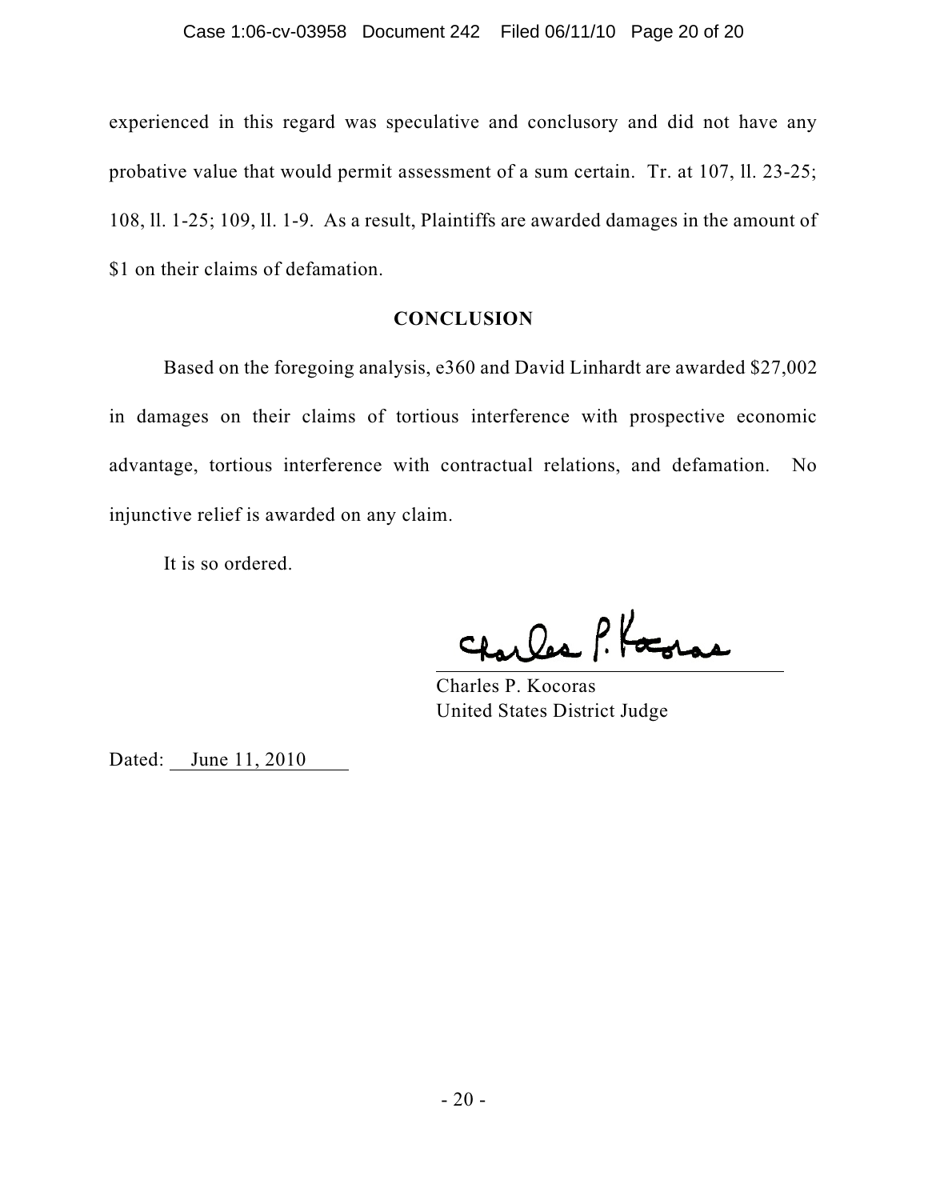experienced in this regard was speculative and conclusory and did not have any probative value that would permit assessment of a sum certain. Tr. at 107, ll. 23-25; 108, ll. 1-25; 109, ll. 1-9. As a result, Plaintiffs are awarded damages in the amount of $1 on their claims of defamation.

## CONCLUSION

Based on the foregoing analysis, e360 and David Linhardt are awarded $27,002 in damages on their claims of tortious interference with prospective economic advantage, tortious interference with contractual relations, and defamation. No injunctive relief is awarded on any claim.

It is so ordered.

Charles P. Kocoras
United States District Judge

Dated: June 11, 2010